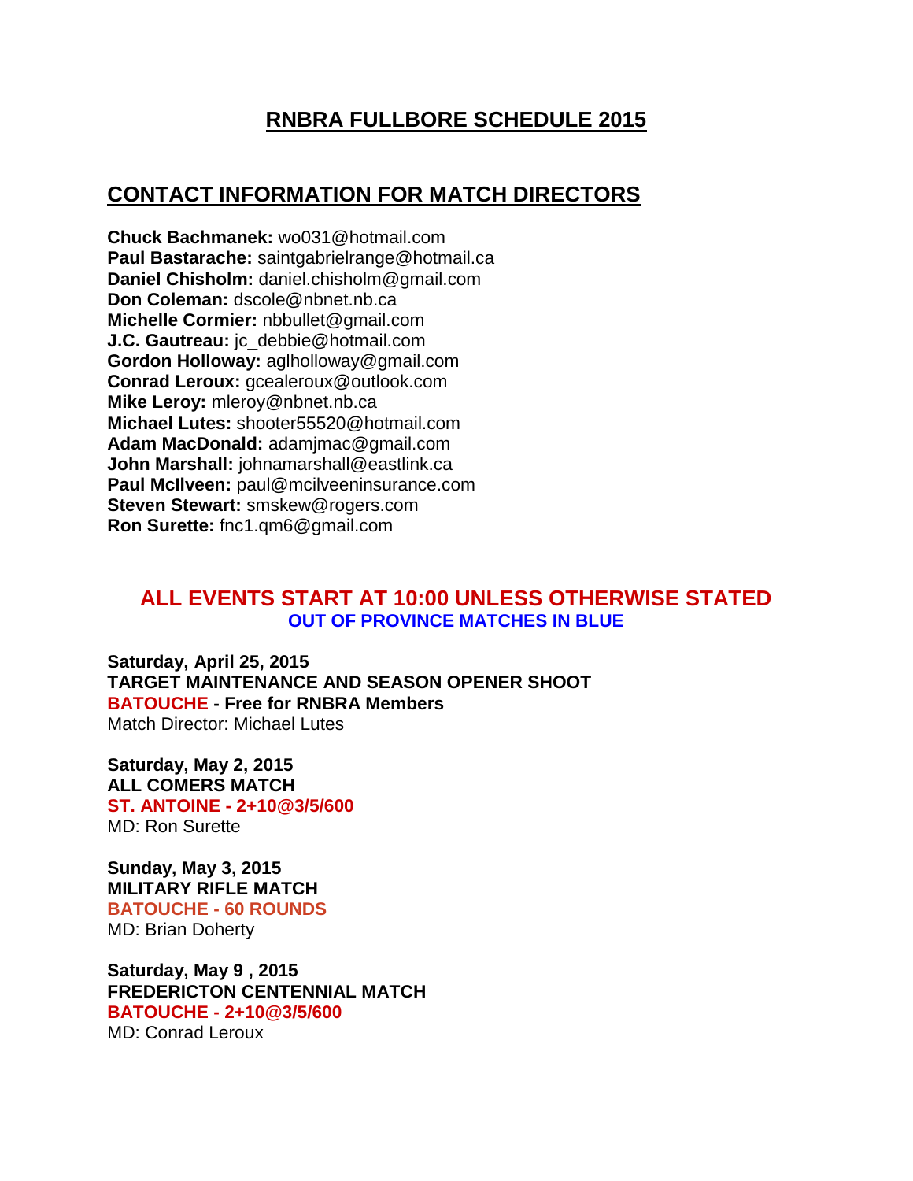# RNBRA FULLBORE SCHEDULE 2015

## CONTACT INFORMATION FOR MATCH DIRECTORS

**Chuck Bachmanek:** wo031@hotmail.com
**Paul Bastarache:** saintgabrielrange@hotmail.ca
**Daniel Chisholm:** daniel.chisholm@gmail.com
**Don Coleman:** dscole@nbnet.nb.ca
**Michelle Cormier:** nbbullet@gmail.com
**J.C. Gautreau:** jc_debbie@hotmail.com
**Gordon Holloway:** aglholloway@gmail.com
**Conrad Leroux:** gcealeroux@outlook.com
**Mike Leroy:** mleroy@nbnet.nb.ca
**Michael Lutes:** shooter55520@hotmail.com
**Adam MacDonald:** adamjmac@gmail.com
**John Marshall:** johnamarshall@eastlink.ca
**Paul McIlveen:** paul@mcilveeninsurance.com
**Steven Stewart:** smskew@rogers.com
**Ron Surette:** fnc1.qm6@gmail.com

### ALL EVENTS START AT 10:00 UNLESS OTHERWISE STATED

**OUT OF PROVINCE MATCHES IN BLUE**

**Saturday, April 25, 2015**
**TARGET MAINTENANCE AND SEASON OPENER SHOOT**
**BATOUCHE - Free for RNBRA Members**
Match Director: Michael Lutes

**Saturday, May 2, 2015**
**ALL COMERS MATCH**
**ST. ANTOINE - 2+10@3/5/600**
MD: Ron Surette

**Sunday, May 3, 2015**
**MILITARY RIFLE MATCH**
**BATOUCHE - 60 ROUNDS**
MD: Brian Doherty

**Saturday, May 9 , 2015**
**FREDERICTON CENTENNIAL MATCH**
**BATOUCHE - 2+10@3/5/600**
MD: Conrad Leroux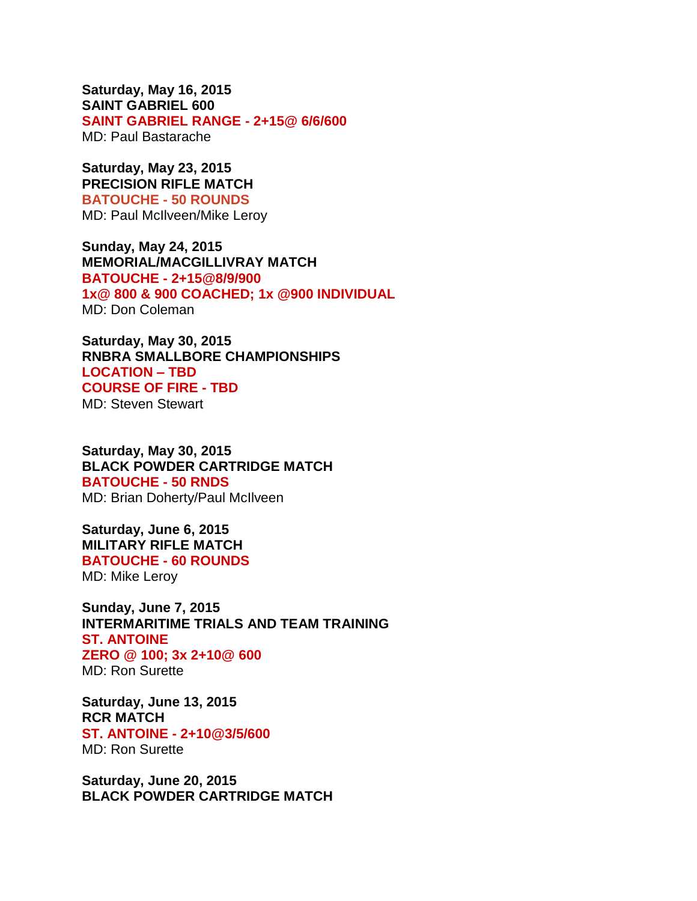**Saturday, May 16, 2015**
**SAINT GABRIEL 600**
**SAINT GABRIEL RANGE - 2+15@ 6/6/600**
MD: Paul Bastarache

**Saturday, May 23, 2015**
**PRECISION RIFLE MATCH**
**BATOUCHE - 50 ROUNDS**
MD: Paul McIlveen/Mike Leroy

**Sunday, May 24, 2015**
**MEMORIAL/MACGILLIVRAY MATCH**
**BATOUCHE - 2+15@8/9/900**
**1x@ 800 & 900 COACHED; 1x @900 INDIVIDUAL**
MD: Don Coleman

**Saturday, May 30, 2015**
**RNBRA SMALLBORE CHAMPIONSHIPS**
**LOCATION – TBD**
**COURSE OF FIRE - TBD**
MD: Steven Stewart

**Saturday, May 30, 2015**
**BLACK POWDER CARTRIDGE MATCH**
**BATOUCHE - 50 RNDS**
MD: Brian Doherty/Paul McIlveen

**Saturday, June 6, 2015**
**MILITARY RIFLE MATCH**
**BATOUCHE - 60 ROUNDS**
MD: Mike Leroy

**Sunday, June 7, 2015**
**INTERMARITIME TRIALS AND TEAM TRAINING**
**ST. ANTOINE**
**ZERO @ 100; 3x 2+10@ 600**
MD: Ron Surette

**Saturday, June 13, 2015**
**RCR MATCH**
**ST. ANTOINE - 2+10@3/5/600**
MD: Ron Surette

**Saturday, June 20, 2015**
**BLACK POWDER CARTRIDGE MATCH**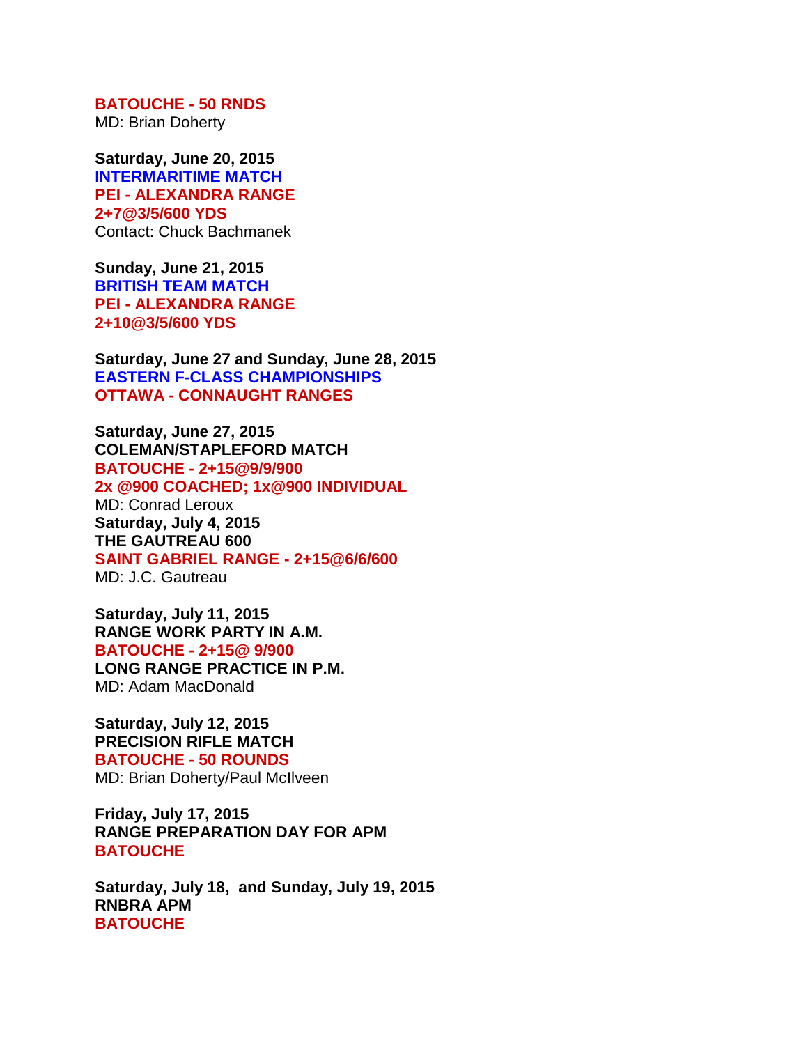**BATOUCHE - 50 RNDS**
MD: Brian Doherty

**Saturday, June 20, 2015**
**INTERMARITIME MATCH**
**PEI - ALEXANDRA RANGE**
**2+7@3/5/600 YDS**
Contact: Chuck Bachmanek

**Sunday, June 21, 2015**
**BRITISH TEAM MATCH**
**PEI - ALEXANDRA RANGE**
**2+10@3/5/600 YDS**

**Saturday, June 27 and Sunday, June 28, 2015**
**EASTERN F-CLASS CHAMPIONSHIPS**
**OTTAWA - CONNAUGHT RANGES**

**Saturday, June 27, 2015**
**COLEMAN/STAPLEFORD MATCH**
**BATOUCHE - 2+15@9/9/900**
**2x @900 COACHED; 1x@900 INDIVIDUAL**
MD: Conrad Leroux
**Saturday, July 4, 2015**
**THE GAUTREAU 600**
**SAINT GABRIEL RANGE - 2+15@6/6/600**
MD: J.C. Gautreau

**Saturday, July 11, 2015**
**RANGE WORK PARTY IN A.M.**
**BATOUCHE - 2+15@ 9/900**
**LONG RANGE PRACTICE IN P.M.**
MD: Adam MacDonald

**Saturday, July 12, 2015**
**PRECISION RIFLE MATCH**
**BATOUCHE - 50 ROUNDS**
MD: Brian Doherty/Paul McIlveen

**Friday, July 17, 2015**
**RANGE PREPARATION DAY FOR APM**
**BATOUCHE**

**Saturday, July 18, and Sunday, July 19, 2015**
**RNBRA APM**
**BATOUCHE**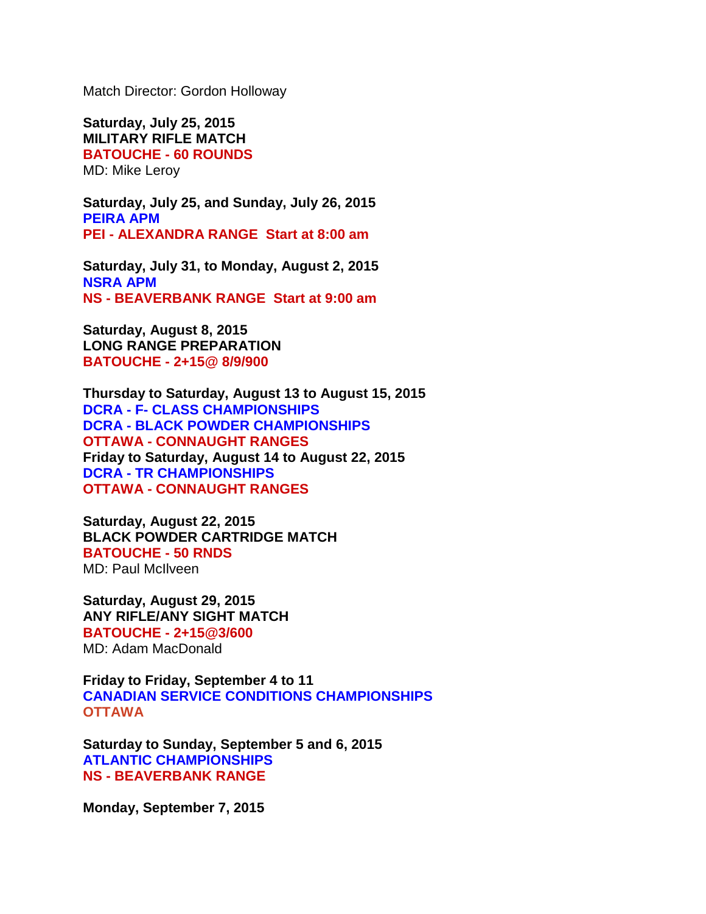Match Director: Gordon Holloway

**Saturday, July 25, 2015**
**MILITARY RIFLE MATCH**
**BATOUCHE - 60 ROUNDS**
MD: Mike Leroy

**Saturday, July 25, and Sunday, July 26, 2015**
**PEIRA APM**
**PEI - ALEXANDRA RANGE Start at 8:00 am**

**Saturday, July 31, to Monday, August 2, 2015**
**NSRA APM**
**NS - BEAVERBANK RANGE Start at 9:00 am**

**Saturday, August 8, 2015**
**LONG RANGE PREPARATION**
**BATOUCHE - 2+15@ 8/9/900**

**Thursday to Saturday, August 13 to August 15, 2015**
**DCRA - F- CLASS CHAMPIONSHIPS**
**DCRA - BLACK POWDER CHAMPIONSHIPS**
**OTTAWA - CONNAUGHT RANGES**
**Friday to Saturday, August 14 to August 22, 2015**
**DCRA - TR CHAMPIONSHIPS**
**OTTAWA - CONNAUGHT RANGES**

**Saturday, August 22, 2015**
**BLACK POWDER CARTRIDGE MATCH**
**BATOUCHE - 50 RNDS**
MD: Paul McIlveen

**Saturday, August 29, 2015**
**ANY RIFLE/ANY SIGHT MATCH**
**BATOUCHE - 2+15@3/600**
MD: Adam MacDonald

**Friday to Friday, September 4 to 11**
**CANADIAN SERVICE CONDITIONS CHAMPIONSHIPS**
**OTTAWA**

**Saturday to Sunday, September 5 and 6, 2015**
**ATLANTIC CHAMPIONSHIPS**
**NS - BEAVERBANK RANGE**

**Monday, September 7, 2015**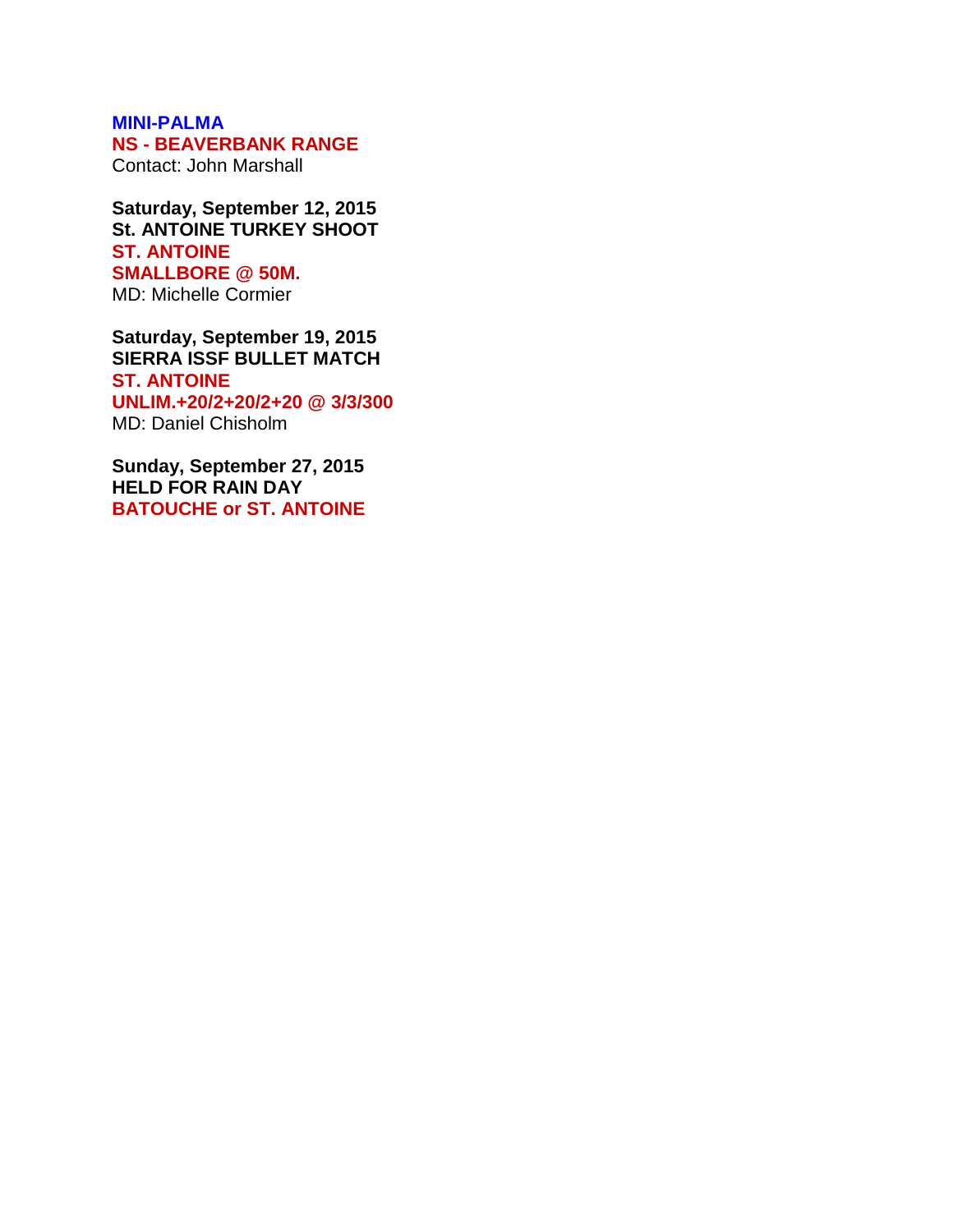**MINI-PALMA**
**NS - BEAVERBANK RANGE**
Contact: John Marshall

**Saturday, September 12, 2015**
**St. ANTOINE TURKEY SHOOT**
**ST. ANTOINE**
**SMALLBORE @ 50M.**
MD: Michelle Cormier

**Saturday, September 19, 2015**
**SIERRA ISSF BULLET MATCH**
**ST. ANTOINE**
**UNLIM.+20/2+20/2+20 @ 3/3/300**
MD: Daniel Chisholm

**Sunday, September 27, 2015**
**HELD FOR RAIN DAY**
**BATOUCHE or ST. ANTOINE**